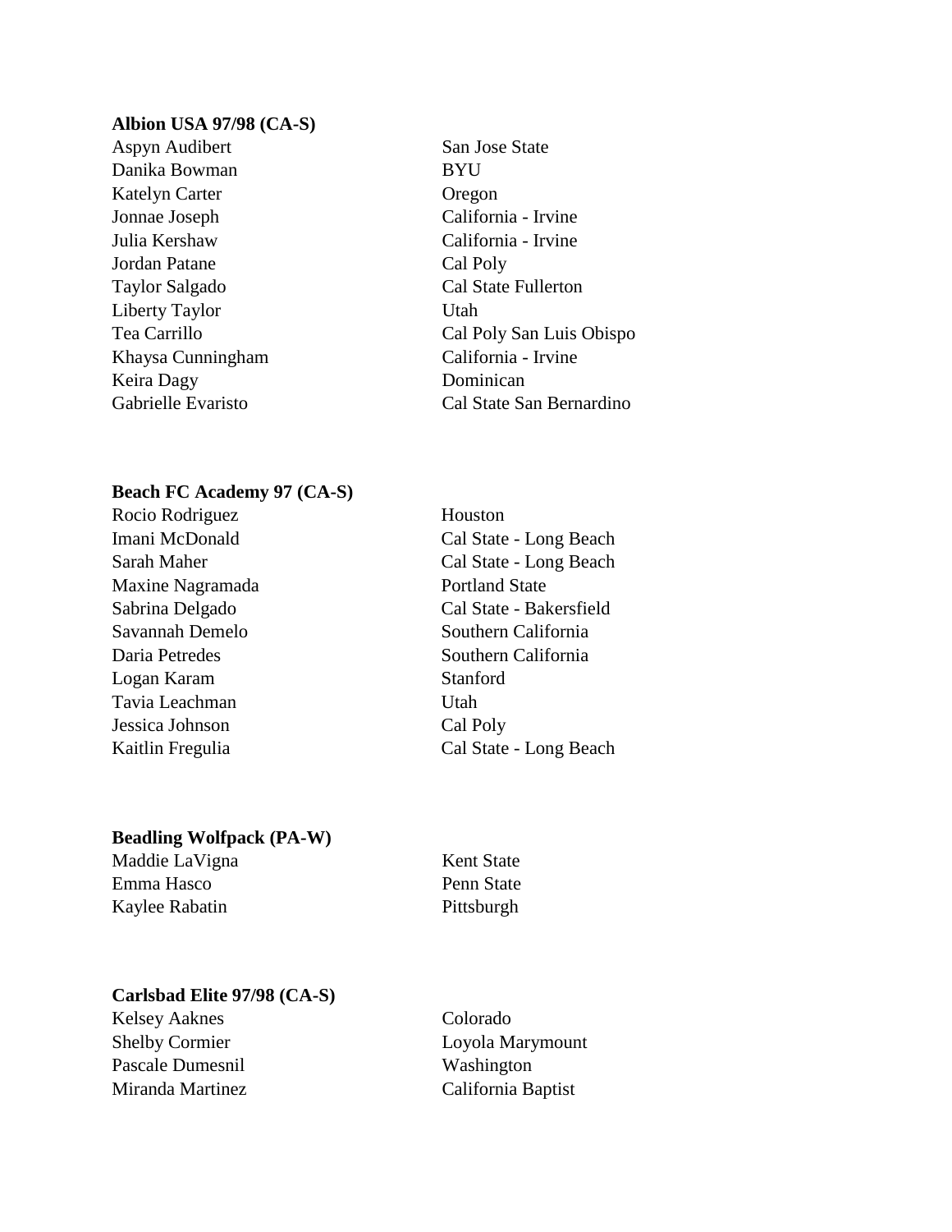**Albion USA 97/98 (CA-S)**

| | |
|---|---|
| Aspyn Audibert | San Jose State |
| Danika Bowman | BYU |
| Katelyn Carter | Oregon |
| Jonnae Joseph | California - Irvine |
| Julia Kershaw | California - Irvine |
| Jordan Patane | Cal Poly |
| Taylor Salgado | Cal State Fullerton |
| Liberty Taylor | Utah |
| Tea Carrillo | Cal Poly San Luis Obispo |
| Khaysa Cunningham | California - Irvine |
| Keira Dagy | Dominican |
| Gabrielle Evaristo | Cal State San Bernardino |

**Beach FC Academy 97 (CA-S)**

| | |
|---|---|
| Rocio Rodriguez | Houston |
| Imani McDonald | Cal State - Long Beach |
| Sarah Maher | Cal State - Long Beach |
| Maxine Nagramada | Portland State |
| Sabrina Delgado | Cal State - Bakersfield |
| Savannah Demelo | Southern California |
| Daria Petredes | Southern California |
| Logan Karam | Stanford |
| Tavia Leachman | Utah |
| Jessica Johnson | Cal Poly |
| Kaitlin Fregulia | Cal State - Long Beach |

**Beadling Wolfpack (PA-W)**

| | |
|---|---|
| Maddie LaVigna | Kent State |
| Emma Hasco | Penn State |
| Kaylee Rabatin | Pittsburgh |

**Carlsbad Elite 97/98 (CA-S)**

| | |
|---|---|
| Kelsey Aaknes | Colorado |
| Shelby Cormier | Loyola Marymount |
| Pascale Dumesnil | Washington |
| Miranda Martinez | California Baptist |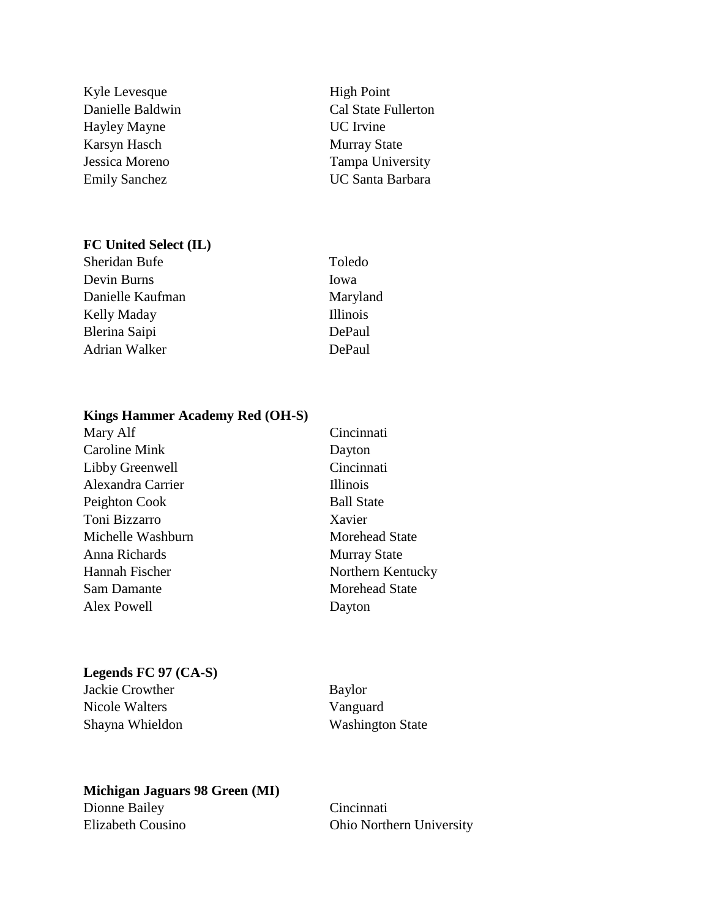| | |
|---|---|
| Kyle Levesque | High Point |
| Danielle Baldwin | Cal State Fullerton |
| Hayley Mayne | UC Irvine |
| Karsyn Hasch | Murray State |
| Jessica Moreno | Tampa University |
| Emily Sanchez | UC Santa Barbara |

**FC United Select (IL)**

| | |
|---|---|
| Sheridan Bufe | Toledo |
| Devin Burns | Iowa |
| Danielle Kaufman | Maryland |
| Kelly Maday | Illinois |
| Blerina Saipi | DePaul |
| Adrian Walker | DePaul |

**Kings Hammer Academy Red (OH-S)**

| | |
|---|---|
| Mary Alf | Cincinnati |
| Caroline Mink | Dayton |
| Libby Greenwell | Cincinnati |
| Alexandra Carrier | Illinois |
| Peighton Cook | Ball State |
| Toni Bizzarro | Xavier |
| Michelle Washburn | Morehead State |
| Anna Richards | Murray State |
| Hannah Fischer | Northern Kentucky |
| Sam Damante | Morehead State |
| Alex Powell | Dayton |

**Legends FC 97 (CA-S)**

| | |
|---|---|
| Jackie Crowther | Baylor |
| Nicole Walters | Vanguard |
| Shayna Whieldon | Washington State |

**Michigan Jaguars 98 Green (MI)**

| | |
|---|---|
| Dionne Bailey | Cincinnati |
| Elizabeth Cousino | Ohio Northern University |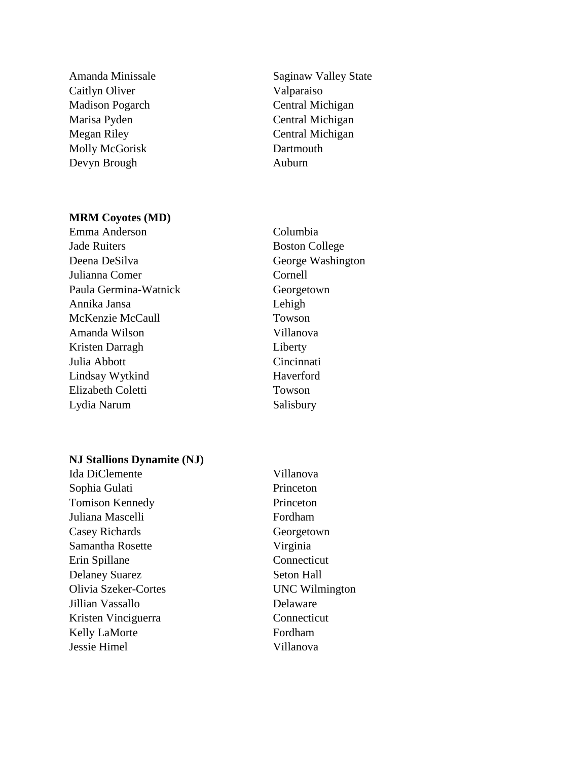| | |
|---|---|
| Amanda Minissale | Saginaw Valley State |
| Caitlyn Oliver | Valparaiso |
| Madison Pogarch | Central Michigan |
| Marisa Pyden | Central Michigan |
| Megan Riley | Central Michigan |
| Molly McGorisk | Dartmouth |
| Devyn Brough | Auburn |

**MRM Coyotes (MD)**

| | |
|---|---|
| Emma Anderson | Columbia |
| Jade Ruiters | Boston College |
| Deena DeSilva | George Washington |
| Julianna Comer | Cornell |
| Paula Germina-Watnick | Georgetown |
| Annika Jansa | Lehigh |
| McKenzie McCaull | Towson |
| Amanda Wilson | Villanova |
| Kristen Darragh | Liberty |
| Julia Abbott | Cincinnati |
| Lindsay Wytkind | Haverford |
| Elizabeth Coletti | Towson |
| Lydia Narum | Salisbury |

**NJ Stallions Dynamite (NJ)**

| | |
|---|---|
| Ida DiClemente | Villanova |
| Sophia Gulati | Princeton |
| Tomison Kennedy | Princeton |
| Juliana Mascelli | Fordham |
| Casey Richards | Georgetown |
| Samantha Rosette | Virginia |
| Erin Spillane | Connecticut |
| Delaney Suarez | Seton Hall |
| Olivia Szeker-Cortes | UNC Wilmington |
| Jillian Vassallo | Delaware |
| Kristen Vinciguerra | Connecticut |
| Kelly LaMorte | Fordham |
| Jessie Himel | Villanova |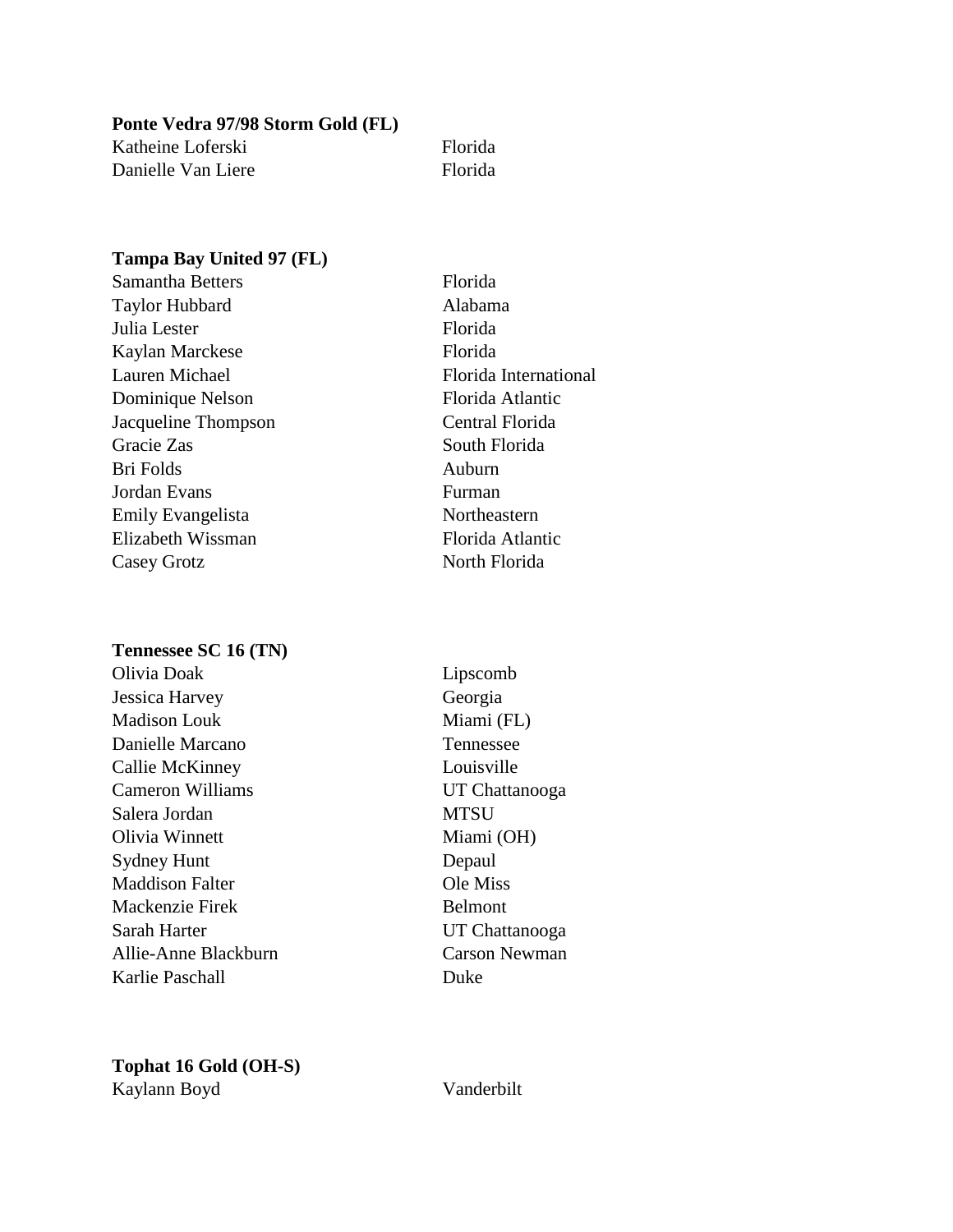**Ponte Vedra 97/98 Storm Gold (FL)**

| | |
|---|---|
| Katheine Loferski | Florida |
| Danielle Van Liere | Florida |

**Tampa Bay United 97 (FL)**

| | |
|---|---|
| Samantha Betters | Florida |
| Taylor Hubbard | Alabama |
| Julia Lester | Florida |
| Kaylan Marckese | Florida |
| Lauren Michael | Florida International |
| Dominique Nelson | Florida Atlantic |
| Jacqueline Thompson | Central Florida |
| Gracie Zas | South Florida |
| Bri Folds | Auburn |
| Jordan Evans | Furman |
| Emily Evangelista | Northeastern |
| Elizabeth Wissman | Florida Atlantic |
| Casey Grotz | North Florida |

**Tennessee SC 16 (TN)**

| | |
|---|---|
| Olivia Doak | Lipscomb |
| Jessica Harvey | Georgia |
| Madison Louk | Miami (FL) |
| Danielle Marcano | Tennessee |
| Callie McKinney | Louisville |
| Cameron Williams | UT Chattanooga |
| Salera Jordan | MTSU |
| Olivia Winnett | Miami (OH) |
| Sydney Hunt | Depaul |
| Maddison Falter | Ole Miss |
| Mackenzie Firek | Belmont |
| Sarah Harter | UT Chattanooga |
| Allie-Anne Blackburn | Carson Newman |
| Karlie Paschall | Duke |

**Tophat 16 Gold (OH-S)**

| | |
|---|---|
| Kaylann Boyd | Vanderbilt |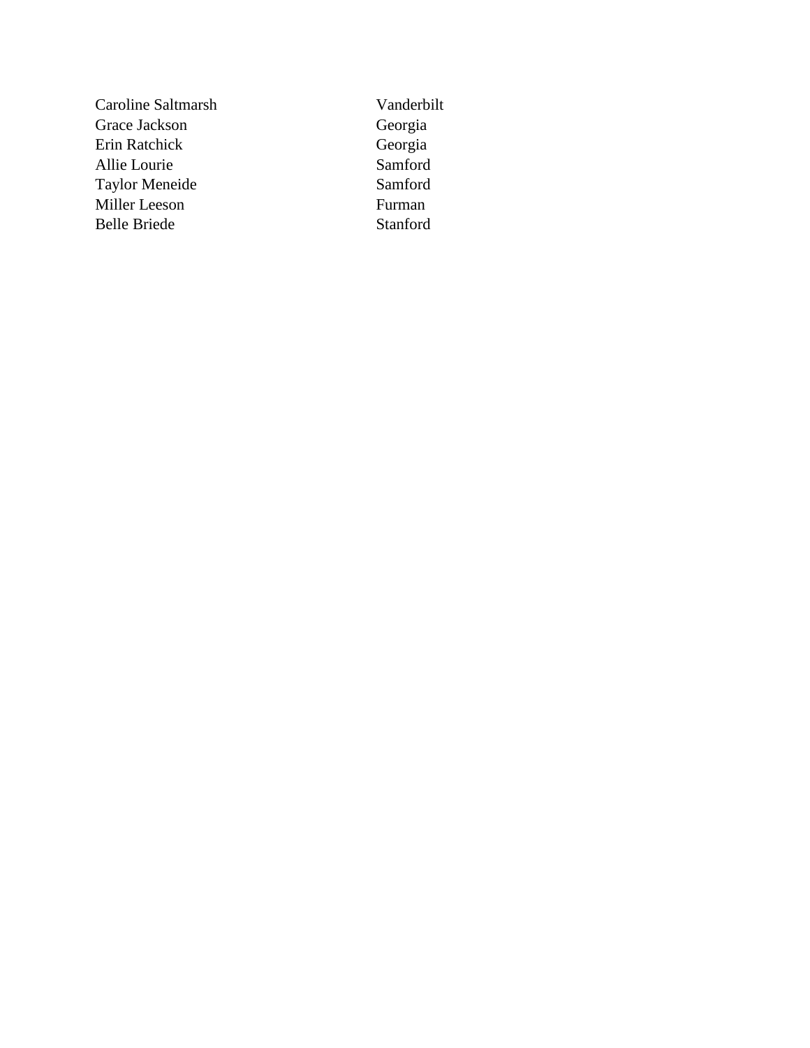| | |
|---|---|
| Caroline Saltmarsh | Vanderbilt |
| Grace Jackson | Georgia |
| Erin Ratchick | Georgia |
| Allie Lourie | Samford |
| Taylor Meneide | Samford |
| Miller Leeson | Furman |
| Belle Briede | Stanford |